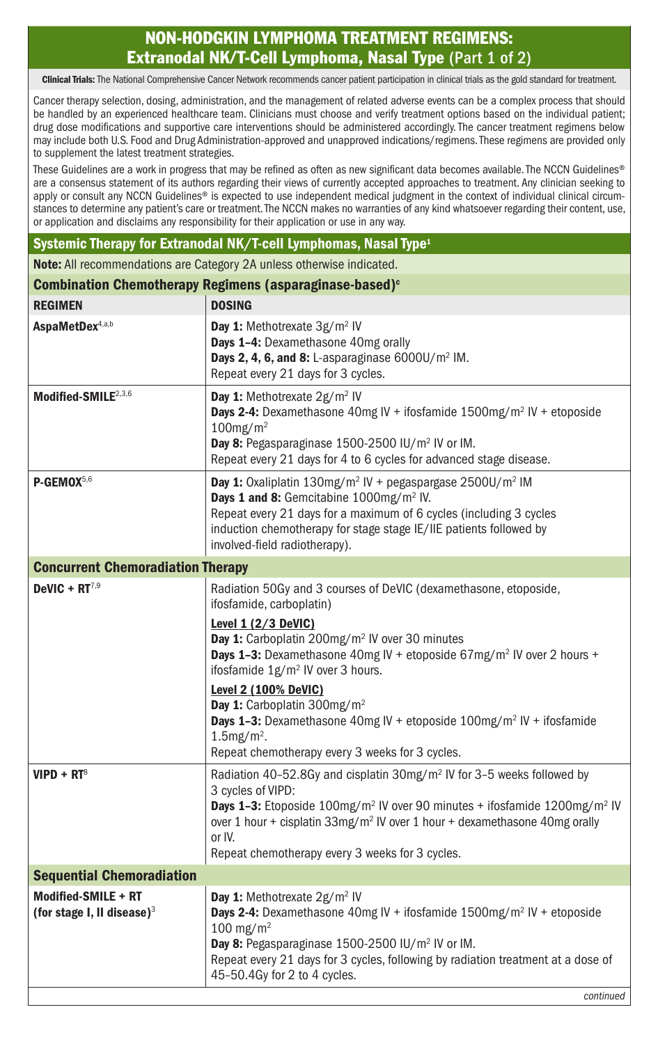# NON-HODGKIN LYMPHOMA TREATMENT REGIMENS: Extranodal NK/T-Cell Lymphoma, Nasal Type (Part 1 of 2)

**Clinical Trials:** The National Comprehensive Cancer Network recommends cancer patient participation in clinical trials as the gold standard for treatment.

Cancer therapy selection, dosing, administration, and the management of related adverse events can be a complex process that should be handled by an experienced healthcare team. Clinicians must choose and verify treatment options based on the individual patient; drug dose modifications and supportive care interventions should be administered accordingly. The cancer treatment regimens below may include both U.S. Food and Drug Administration-approved and unapproved indications/regimens. These regimens are provided only to supplement the latest treatment strategies.

These Guidelines are a work in progress that may be refined as often as new significant data becomes available. The NCCN Guidelines® are a consensus statement of its authors regarding their views of currently accepted approaches to treatment. Any clinician seeking to apply or consult any NCCN Guidelines® is expected to use independent medical judgment in the context of individual clinical circumstances to determine any patient's care or treatment. The NCCN makes no warranties of any kind whatsoever regarding their content, use, or application and disclaims any responsibility for their application or use in any way.

## Systemic Therapy for Extranodal NK/T-cell Lymphomas, Nasal Type[1]

**Note:** All recommendations are Category 2A unless otherwise indicated.

| REGIMEN | DOSING |
|---|---|
| **Combination Chemotherapy Regimens (asparaginase-based)[c]** | |
| **AspaMetDex**[4,a,b] | **Day 1:** Methotrexate 3g/m$^2$ IV<br>**Days 1–4:** Dexamethasone 40mg orally<br>**Days 2, 4, 6, and 8:** L-asparaginase 6000U/m$^2$ IM.<br>Repeat every 21 days for 3 cycles. |
| **Modified-SMILE**[2,3,6] | **Day 1:** Methotrexate 2g/m$^2$ IV<br>**Days 2-4:** Dexamethasone 40mg IV + ifosfamide 1500mg/m$^2$ IV + etoposide 100mg/m$^2$<br>**Day 8:** Pegasparaginase 1500-2500 IU/m$^2$ IV or IM.<br>Repeat every 21 days for 4 to 6 cycles for advanced stage disease. |
| **P-GEMOX**[5,6] | **Day 1:** Oxaliplatin 130mg/m$^2$ IV + pegaspargase 2500U/m$^2$ IM<br>**Days 1 and 8:** Gemcitabine 1000mg/m$^2$ IV.<br>Repeat every 21 days for a maximum of 6 cycles (including 3 cycles induction chemotherapy for stage stage IE/IIE patients followed by involved-field radiotherapy). |
| **Concurrent Chemoradiation Therapy** | |
| **DeVIC + RT**[7,9] | Radiation 50Gy and 3 courses of DeVIC (dexamethasone, etoposide, ifosfamide, carboplatin)<br>**Level 1 (2/3 DeVIC)**<br>**Day 1:** Carboplatin 200mg/m$^2$ IV over 30 minutes<br>**Days 1–3:** Dexamethasone 40mg IV + etoposide 67mg/m$^2$ IV over 2 hours + ifosfamide 1g/m$^2$ IV over 3 hours.<br>**Level 2 (100% DeVIC)**<br>**Day 1:** Carboplatin 300mg/m$^2$<br>**Days 1–3:** Dexamethasone 40mg IV + etoposide 100mg/m$^2$ IV + ifosfamide 1.5mg/m$^2$.<br>Repeat chemotherapy every 3 weeks for 3 cycles. |
| **VIPD + RT**[8] | Radiation 40–52.8Gy and cisplatin 30mg/m$^2$ IV for 3–5 weeks followed by 3 cycles of VIPD:<br>**Days 1–3:** Etoposide 100mg/m$^2$ IV over 90 minutes + ifosfamide 1200mg/m$^2$ IV over 1 hour + cisplatin 33mg/m$^2$ IV over 1 hour + dexamethasone 40mg orally or IV.<br>Repeat chemotherapy every 3 weeks for 3 cycles. |
| **Sequential Chemoradiation** | |
| **Modified-SMILE + RT (for stage I, II disease)**[3] | **Day 1:** Methotrexate 2g/m$^2$ IV<br>**Days 2-4:** Dexamethasone 40mg IV + ifosfamide 1500mg/m$^2$ IV + etoposide 100 mg/m$^2$<br>**Day 8:** Pegasparaginase 1500-2500 IU/m$^2$ IV or IM.<br>Repeat every 21 days for 3 cycles, following by radiation treatment at a dose of 45–50.4Gy for 2 to 4 cycles. |

*continued*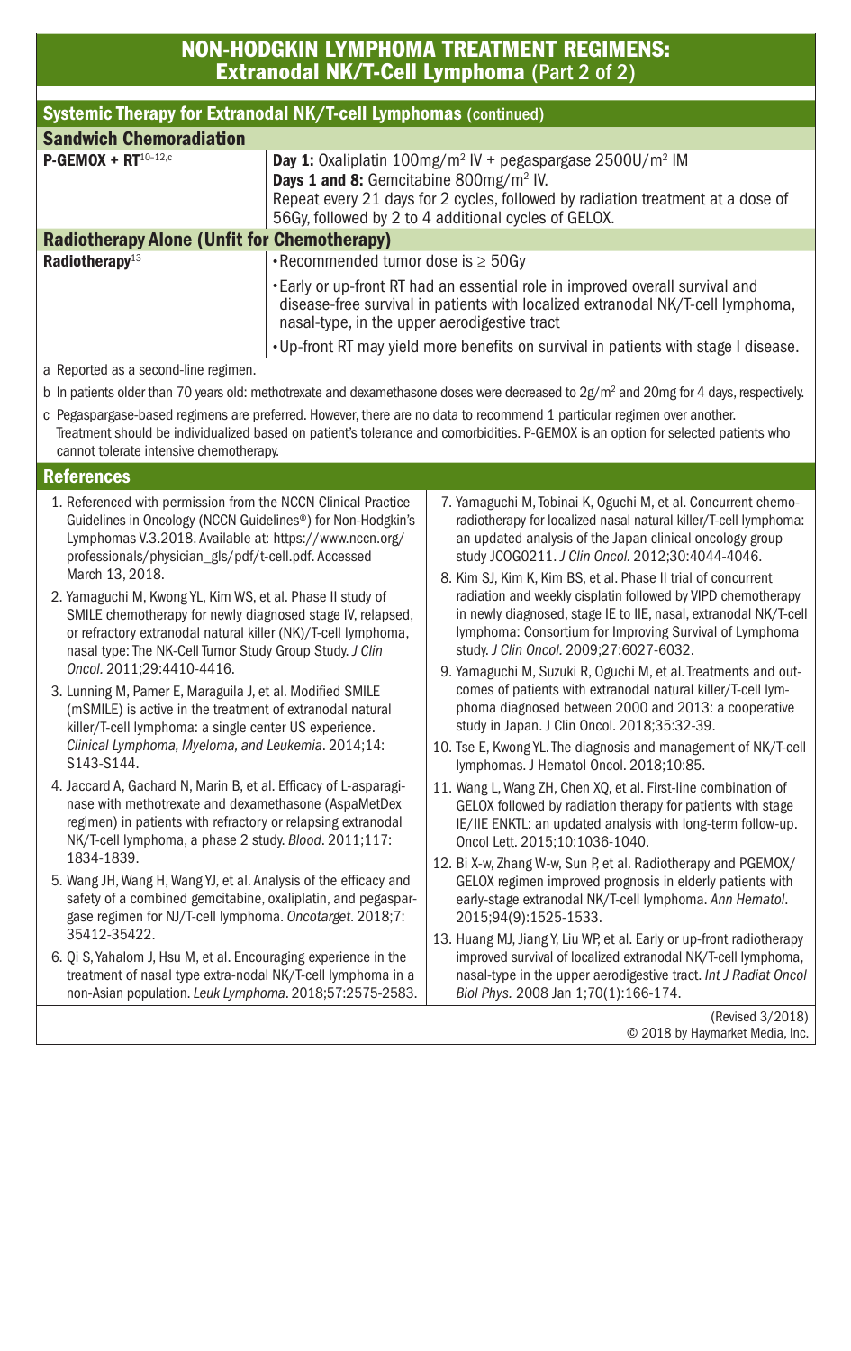# NON-HODGKIN LYMPHOMA TREATMENT REGIMENS: Extranodal NK/T-Cell Lymphoma (Part 2 of 2)

## Systemic Therapy for Extranodal NK/T-cell Lymphomas (continued)

| | |
|---|---|
| **Sandwich Chemoradiation** | |
| **P-GEMOX + RT**[10-12,c] | **Day 1:** Oxaliplatin 100mg/m$^2$ IV + pegaspargase 2500U/m$^2$ IM<br>**Days 1 and 8:** Gemcitabine 800mg/m$^2$ IV.<br>Repeat every 21 days for 2 cycles, followed by radiation treatment at a dose of 56Gy, followed by 2 to 4 additional cycles of GELOX. |
| **Radiotherapy Alone (Unfit for Chemotherapy)** | |
| **Radiotherapy**[13] | • Recommended tumor dose is ≥ 50Gy<br>• Early or up-front RT had an essential role in improved overall survival and disease-free survival in patients with localized extranodal NK/T-cell lymphoma, nasal-type, in the upper aerodigestive tract<br>• Up-front RT may yield more benefits on survival in patients with stage I disease. |

a Reported as a second-line regimen.

b In patients older than 70 years old: methotrexate and dexamethasone doses were decreased to 2g/m$^2$ and 20mg for 4 days, respectively.

c Pegaspargase-based regimens are preferred. However, there are no data to recommend 1 particular regimen over another. Treatment should be individualized based on patient's tolerance and comorbidities. P-GEMOX is an option for selected patients who cannot tolerate intensive chemotherapy.

## References

1. Referenced with permission from the NCCN Clinical Practice Guidelines in Oncology (NCCN Guidelines®) for Non-Hodgkin's Lymphomas V.3.2018. Available at: https://www.nccn.org/professionals/physician_gls/pdf/t-cell.pdf. Accessed March 13, 2018.
2. Yamaguchi M, Kwong YL, Kim WS, et al. Phase II study of SMILE chemotherapy for newly diagnosed stage IV, relapsed, or refractory extranodal natural killer (NK)/T-cell lymphoma, nasal type: The NK-Cell Tumor Study Group Study. *J Clin Oncol.* 2011;29:4410-4416.
3. Lunning M, Pamer E, Maraguila J, et al. Modified SMILE (mSMILE) is active in the treatment of extranodal natural killer/T-cell lymphoma: a single center US experience. *Clinical Lymphoma, Myeloma, and Leukemia*. 2014;14:S143-S144.
4. Jaccard A, Gachard N, Marin B, et al. Efficacy of L-asparaginase with methotrexate and dexamethasone (AspaMetDex regimen) in patients with refractory or relapsing extranodal NK/T-cell lymphoma, a phase 2 study. *Blood*. 2011;117:1834-1839.
5. Wang JH, Wang H, Wang YJ, et al. Analysis of the efficacy and safety of a combined gemcitabine, oxaliplatin, and pegaspargase regimen for NJ/T-cell lymphoma. *Oncotarget*. 2018;7:35412-35422.
6. Qi S, Yahalom J, Hsu M, et al. Encouraging experience in the treatment of nasal type extra-nodal NK/T-cell lymphoma in a non-Asian population. *Leuk Lymphoma*. 2018;57:2575-2583.
7. Yamaguchi M, Tobinai K, Oguchi M, et al. Concurrent chemoradiotherapy for localized nasal natural killer/T-cell lymphoma: an updated analysis of the Japan clinical oncology group study JCOG0211. *J Clin Oncol.* 2012;30:4044-4046.
8. Kim SJ, Kim K, Kim BS, et al. Phase II trial of concurrent radiation and weekly cisplatin followed by VIPD chemotherapy in newly diagnosed, stage IE to IIE, nasal, extranodal NK/T-cell lymphoma: Consortium for Improving Survival of Lymphoma study. *J Clin Oncol.* 2009;27:6027-6032.
9. Yamaguchi M, Suzuki R, Oguchi M, et al. Treatments and outcomes of patients with extranodal natural killer/T-cell lymphoma diagnosed between 2000 and 2013: a cooperative study in Japan. J Clin Oncol. 2018;35:32-39.
10. Tse E, Kwong YL. The diagnosis and management of NK/T-cell lymphomas. J Hematol Oncol. 2018;10:85.
11. Huang L, Wang ZH, Chen XQ, et al. First-line combination of GELOX followed by radiation therapy for patients with stage IE/IIE ENKTL: an updated analysis with long-term follow-up. Oncol Lett. 2015;10:1036-1040.
12. Bi X-w, Zhang W-w, Sun P, et al. Radiotherapy and PGEMOX/GELOX regimen improved prognosis in elderly patients with early-stage extranodal NK/T-cell lymphoma. *Ann Hematol*. 2015;94(9):1525-1533.
13. Huang MJ, Jiang Y, Liu WP, et al. Early or up-front radiotherapy improved survival of localized extranodal NK/T-cell lymphoma, nasal-type in the upper aerodigestive tract. *Int J Radiat Oncol Biol Phys.* 2008 Jan 1;70(1):166-174.

(Revised 3/2018)
© 2018 by Haymarket Media, Inc.